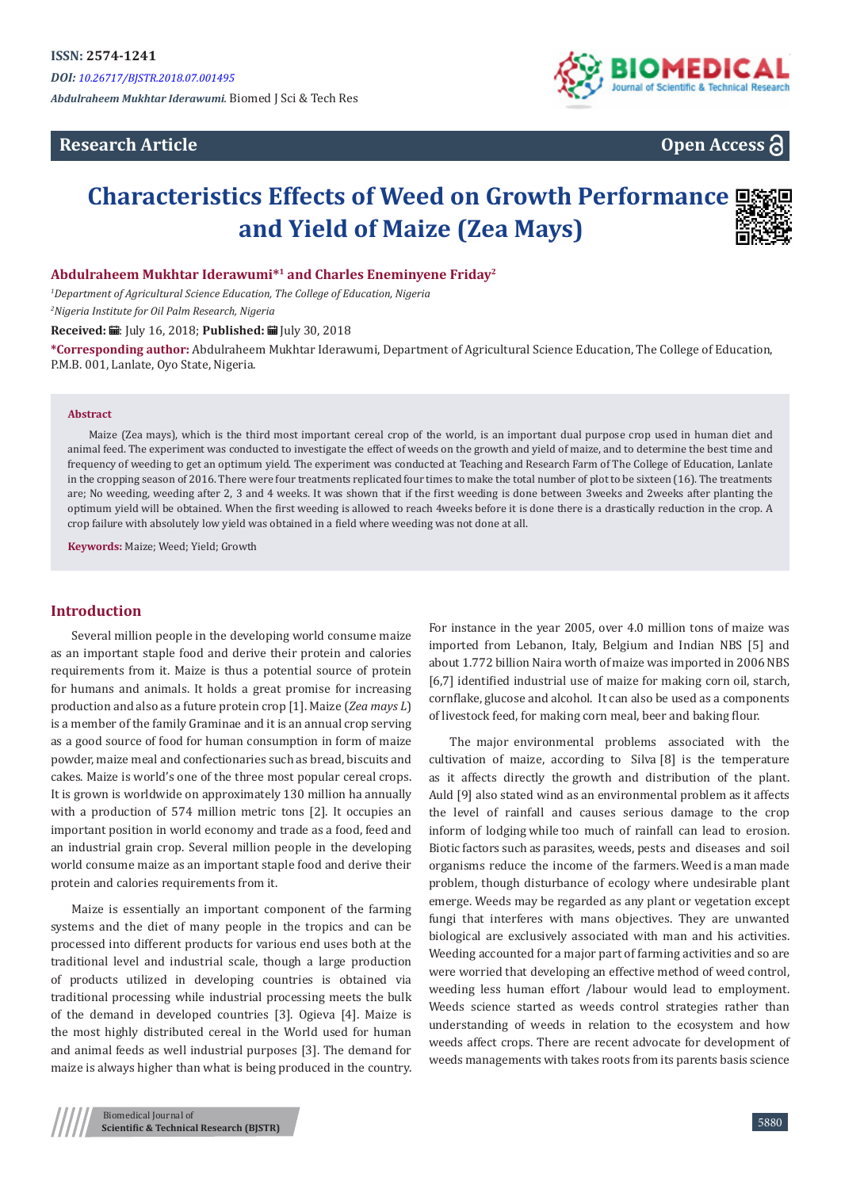Research Article

Open Access

# Characteristics Effects of Weed on Growth Performance and Yield of Maize (Zea Mays)

**Abdulraheem Mukhtar Iderawumi*[1] and Charles Eneminyene Friday[2]**

[1]*Department of Agricultural Science Education, The College of Education, Nigeria*

[2]*Nigeria Institute for Oil Palm Research, Nigeria*

**Received:** July 16, 2018; **Published:** July 30, 2018

***Corresponding author:** Abdulraheem Mukhtar Iderawumi, Department of Agricultural Science Education, The College of Education, P.M.B. 001, Lanlate, Oyo State, Nigeria.

## Abstract

Maize (Zea mays), which is the third most important cereal crop of the world, is an important dual purpose crop used in human diet and animal feed. The experiment was conducted to investigate the effect of weeds on the growth and yield of maize, and to determine the best time and frequency of weeding to get an optimum yield. The experiment was conducted at Teaching and Research Farm of The College of Education, Lanlate in the cropping season of 2016. There were four treatments replicated four times to make the total number of plot to be sixteen (16). The treatments are; No weeding, weeding after 2, 3 and 4 weeks. It was shown that if the first weeding is done between 3weeks and 2weeks after planting the optimum yield will be obtained. When the first weeding is allowed to reach 4weeks before it is done there is a drastically reduction in the crop. A crop failure with absolutely low yield was obtained in a field where weeding was not done at all.

**Keywords:** Maize; Weed; Yield; Growth

## Introduction

Several million people in the developing world consume maize as an important staple food and derive their protein and calories requirements from it. Maize is thus a potential source of protein for humans and animals. It holds a great promise for increasing production and also as a future protein crop [1]. Maize (*Zea mays L*) is a member of the family Graminae and it is an annual crop serving as a good source of food for human consumption in form of maize powder, maize meal and confectionaries such as bread, biscuits and cakes. Maize is world's one of the three most popular cereal crops. It is grown is worldwide on approximately 130 million ha annually with a production of 574 million metric tons [2]. It occupies an important position in world economy and trade as a food, feed and an industrial grain crop. Several million people in the developing world consume maize as an important staple food and derive their protein and calories requirements from it.

Maize is essentially an important component of the farming systems and the diet of many people in the tropics and can be processed into different products for various end uses both at the traditional level and industrial scale, though a large production of products utilized in developing countries is obtained via traditional processing while industrial processing meets the bulk of the demand in developed countries [3]. Ogieva [4]. Maize is the most highly distributed cereal in the World used for human and animal feeds as well industrial purposes [3]. The demand for maize is always higher than what is being produced in the country. For instance in the year 2005, over 4.0 million tons of maize was imported from Lebanon, Italy, Belgium and Indian NBS [5] and about 1.772 billion Naira worth of maize was imported in 2006 NBS [6,7] identified industrial use of maize for making corn oil, starch, cornflake, glucose and alcohol. It can also be used as a components of livestock feed, for making corn meal, beer and baking flour.

The major environmental problems associated with the cultivation of maize, according to Silva [8] is the temperature as it affects directly the growth and distribution of the plant. Auld [9] also stated wind as an environmental problem as it affects the level of rainfall and causes serious damage to the crop inform of lodging while too much of rainfall can lead to erosion. Biotic factors such as parasites, weeds, pests and diseases and soil organisms reduce the income of the farmers. Weed is a man made problem, though disturbance of ecology where undesirable plant emerge. Weeds may be regarded as any plant or vegetation except fungi that interferes with mans objectives. They are unwanted biological are exclusively associated with man and his activities. Weeding accounted for a major part of farming activities and so are were worried that developing an effective method of weed control, weeding less human effort /labour would lead to employment. Weeds science started as weeds control strategies rather than understanding of weeds in relation to the ecosystem and how weeds affect crops. There are recent advocate for development of weeds managements with takes roots from its parents basis science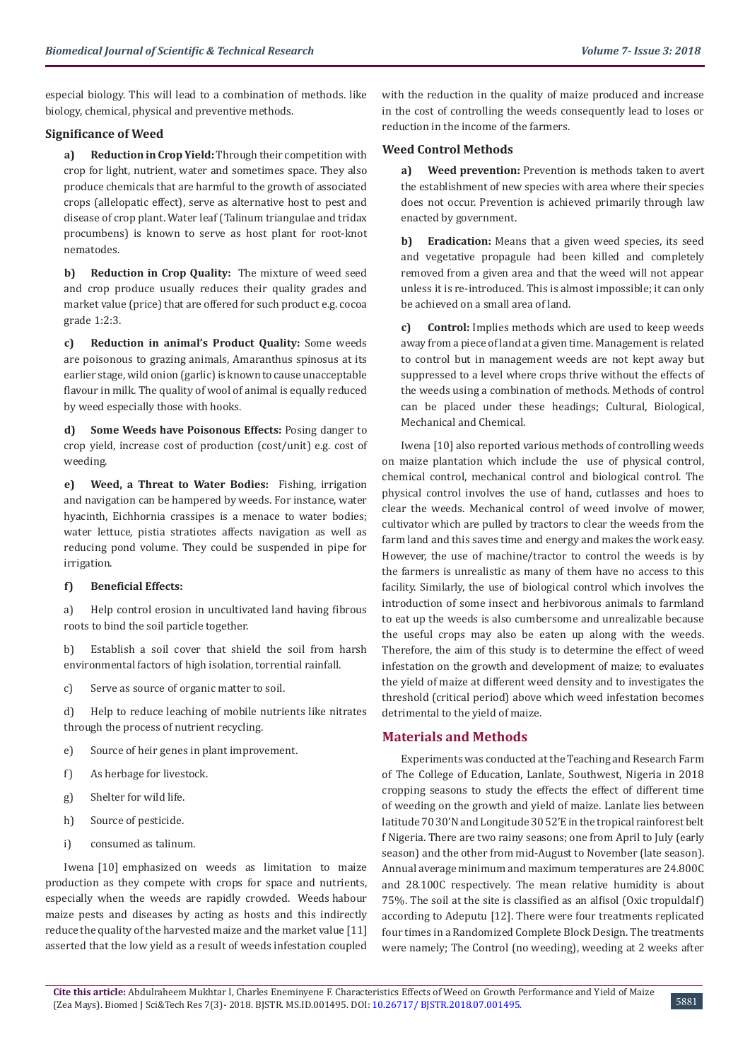especial biology. This will lead to a combination of methods. like biology, chemical, physical and preventive methods.

### Significance of Weed

**a) Reduction in Crop Yield:** Through their competition with crop for light, nutrient, water and sometimes space. They also produce chemicals that are harmful to the growth of associated crops (allelopatic effect), serve as alternative host to pest and disease of crop plant. Water leaf (Talinum triangulae and tridax procumbens) is known to serve as host plant for root-knot nematodes.

**b) Reduction in Crop Quality:** The mixture of weed seed and crop produce usually reduces their quality grades and market value (price) that are offered for such product e.g. cocoa grade 1:2:3.

**c) Reduction in animal's Product Quality:** Some weeds are poisonous to grazing animals, Amaranthus spinosus at its earlier stage, wild onion (garlic) is known to cause unacceptable flavour in milk. The quality of wool of animal is equally reduced by weed especially those with hooks.

**d) Some Weeds have Poisonous Effects:** Posing danger to crop yield, increase cost of production (cost/unit) e.g. cost of weeding.

**e) Weed, a Threat to Water Bodies:** Fishing, irrigation and navigation can be hampered by weeds. For instance, water hyacinth, Eichhornia crassipes is a menace to water bodies; water lettuce, pistia stratiotes affects navigation as well as reducing pond volume. They could be suspended in pipe for irrigation.

**f) Beneficial Effects:**

a) Help control erosion in uncultivated land having fibrous roots to bind the soil particle together.

b) Establish a soil cover that shield the soil from harsh environmental factors of high isolation, torrential rainfall.

c) Serve as source of organic matter to soil.

d) Help to reduce leaching of mobile nutrients like nitrates through the process of nutrient recycling.

e) Source of heir genes in plant improvement.

f) As herbage for livestock.

g) Shelter for wild life.

h) Source of pesticide.

i) consumed as talinum.

Iwena [10] emphasized on weeds as limitation to maize production as they compete with crops for space and nutrients, especially when the weeds are rapidly crowded. Weeds habour maize pests and diseases by acting as hosts and this indirectly reduce the quality of the harvested maize and the market value [11] asserted that the low yield as a result of weeds infestation coupled with the reduction in the quality of maize produced and increase in the cost of controlling the weeds consequently lead to loses or reduction in the income of the farmers.

### Weed Control Methods

**a) Weed prevention:** Prevention is methods taken to avert the establishment of new species with area where their species does not occur. Prevention is achieved primarily through law enacted by government.

**b) Eradication:** Means that a given weed species, its seed and vegetative propagule had been killed and completely removed from a given area and that the weed will not appear unless it is re-introduced. This is almost impossible; it can only be achieved on a small area of land.

**c) Control:** Implies methods which are used to keep weeds away from a piece of land at a given time. Management is related to control but in management weeds are not kept away but suppressed to a level where crops thrive without the effects of the weeds using a combination of methods. Methods of control can be placed under these headings; Cultural, Biological, Mechanical and Chemical.

Iwena [10] also reported various methods of controlling weeds on maize plantation which include the use of physical control, chemical control, mechanical control and biological control. The physical control involves the use of hand, cutlasses and hoes to clear the weeds. Mechanical control of weed involve of mower, cultivator which are pulled by tractors to clear the weeds from the farm land and this saves time and energy and makes the work easy. However, the use of machine/tractor to control the weeds is by the farmers is unrealistic as many of them have no access to this facility. Similarly, the use of biological control which involves the introduction of some insect and herbivorous animals to farmland to eat up the weeds is also cumbersome and unrealizable because the useful crops may also be eaten up along with the weeds. Therefore, the aim of this study is to determine the effect of weed infestation on the growth and development of maize; to evaluates the yield of maize at different weed density and to investigates the threshold (critical period) above which weed infestation becomes detrimental to the yield of maize.

## Materials and Methods

Experiments was conducted at the Teaching and Research Farm of The College of Education, Lanlate, Southwest, Nigeria in 2018 cropping seasons to study the effects the effect of different time of weeding on the growth and yield of maize. Lanlate lies between latitude 70 30'N and Longitude 30 52'E in the tropical rainforest belt f Nigeria. There are two rainy seasons; one from April to July (early season) and the other from mid-August to November (late season). Annual average minimum and maximum temperatures are 24.800C and 28.100C respectively. The mean relative humidity is about 75%. The soil at the site is classified as an alfisol (Oxic tropuldalf) according to Adeputu [12]. There were four treatments replicated four times in a Randomized Complete Block Design. The treatments were namely; The Control (no weeding), weeding at 2 weeks after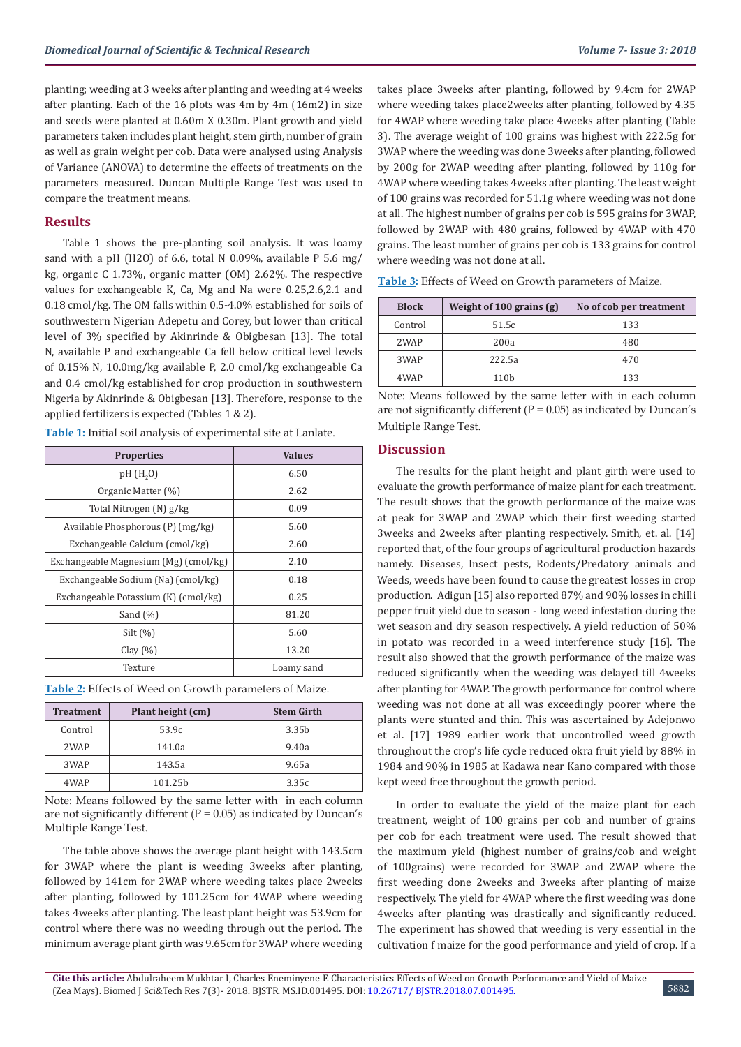planting; weeding at 3 weeks after planting and weeding at 4 weeks after planting. Each of the 16 plots was 4m by 4m (16m2) in size and seeds were planted at 0.60m X 0.30m. Plant growth and yield parameters taken includes plant height, stem girth, number of grain as well as grain weight per cob. Data were analysed using Analysis of Variance (ANOVA) to determine the effects of treatments on the parameters measured. Duncan Multiple Range Test was used to compare the treatment means.

## Results

Table 1 shows the pre-planting soil analysis. It was loamy sand with a pH (H2O) of 6.6, total N 0.09%, available P 5.6 mg/kg, organic C 1.73%, organic matter (OM) 2.62%. The respective values for exchangeable K, Ca, Mg and Na were 0.25,2.6,2.1 and 0.18 cmol/kg. The OM falls within 0.5-4.0% established for soils of southwestern Nigerian Adepetu and Corey, but lower than critical level of 3% specified by Akinrinde & Obigbesan [13]. The total N, available P and exchangeable Ca fell below critical level levels of 0.15% N, 10.0mg/kg available P, 2.0 cmol/kg exchangeable Ca and 0.4 cmol/kg established for crop production in southwestern Nigeria by Akinrinde & Obigbesan [13]. Therefore, response to the applied fertilizers is expected (Tables 1 & 2).

**Table 1:** Initial soil analysis of experimental site at Lanlate.

| Properties | Values |
|---|---|
| pH ($H_2O$) | 6.50 |
| Organic Matter (%) | 2.62 |
| Total Nitrogen (N) g/kg | 0.09 |
| Available Phosphorous (P) (mg/kg) | 5.60 |
| Exchangeable Calcium (cmol/kg) | 2.60 |
| Exchangeable Magnesium (Mg) (cmol/kg) | 2.10 |
| Exchangeable Sodium (Na) (cmol/kg) | 0.18 |
| Exchangeable Potassium (K) (cmol/kg) | 0.25 |
| Sand (%) | 81.20 |
| Silt (%) | 5.60 |
| Clay (%) | 13.20 |
| Texture | Loamy sand |

**Table 2:** Effects of Weed on Growth parameters of Maize.

| Treatment | Plant height (cm) | Stem Girth |
|---|---|---|
| Control | 53.9c | 3.35b |
| 2WAP | 141.0a | 9.40a |
| 3WAP | 143.5a | 9.65a |
| 4WAP | 101.25b | 3.35c |

Note: Means followed by the same letter with in each column are not significantly different (P = 0.05) as indicated by Duncan's Multiple Range Test.

The table above shows the average plant height with 143.5cm for 3WAP where the plant is weeding 3weeks after planting, followed by 141cm for 2WAP where weeding takes place 2weeks after planting, followed by 101.25cm for 4WAP where weeding takes 4weeks after planting. The least plant height was 53.9cm for control where there was no weeding through out the period. The minimum average plant girth was 9.65cm for 3WAP where weeding takes place 3weeks after planting, followed by 9.4cm for 2WAP where weeding takes place2weeks after planting, followed by 4.35 for 4WAP where weeding take place 4weeks after planting (Table 3). The average weight of 100 grains was highest with 222.5g for 3WAP where the weeding was done 3weeks after planting, followed by 200g for 2WAP weeding after planting, followed by 110g for 4WAP where weeding takes 4weeks after planting. The least weight of 100 grains was recorded for 51.1g where weeding was not done at all. The highest number of grains per cob is 595 grains for 3WAP, followed by 2WAP with 480 grains, followed by 4WAP with 470 grains. The least number of grains per cob is 133 grains for control where weeding was not done at all.

**Table 3:** Effects of Weed on Growth parameters of Maize.

| Block | Weight of 100 grains (g) | No of cob per treatment |
|---|---|---|
| Control | 51.5c | 133 |
| 2WAP | 200a | 480 |
| 3WAP | 222.5a | 470 |
| 4WAP | 110b | 133 |

Note: Means followed by the same letter with in each column are not significantly different (P = 0.05) as indicated by Duncan's Multiple Range Test.

## Discussion

The results for the plant height and plant girth were used to evaluate the growth performance of maize plant for each treatment. The result shows that the growth performance of the maize was at peak for 3WAP and 2WAP which their first weeding started 3weeks and 2weeks after planting respectively. Smith, et. al. [14] reported that, of the four groups of agricultural production hazards namely. Diseases, Insect pests, Rodents/Predatory animals and Weeds, weeds have been found to cause the greatest losses in crop production. Adigun [15] also reported 87% and 90% losses in chilli pepper fruit yield due to season - long weed infestation during the wet season and dry season respectively. A yield reduction of 50% in potato was recorded in a weed interference study [16]. The result also showed that the growth performance of the maize was reduced significantly when the weeding was delayed till 4weeks after planting for 4WAP. The growth performance for control where weeding was not done at all was exceedingly poorer where the plants were stunted and thin. This was ascertained by Adejonwo et al. [17] 1989 earlier work that uncontrolled weed growth throughout the crop's life cycle reduced okra fruit yield by 88% in 1984 and 90% in 1985 at Kadawa near Kano compared with those kept weed free throughout the growth period.

In order to evaluate the yield of the maize plant for each treatment, weight of 100 grains per cob and number of grains per cob for each treatment were used. The result showed that the maximum yield (highest number of grains/cob and weight of 100grains) were recorded for 3WAP and 2WAP where the first weeding done 2weeks and 3weeks after planting of maize respectively. The yield for 4WAP where the first weeding was done 4weeks after planting was drastically and significantly reduced. The experiment has showed that weeding is very essential in the cultivation f maize for the good performance and yield of crop. If a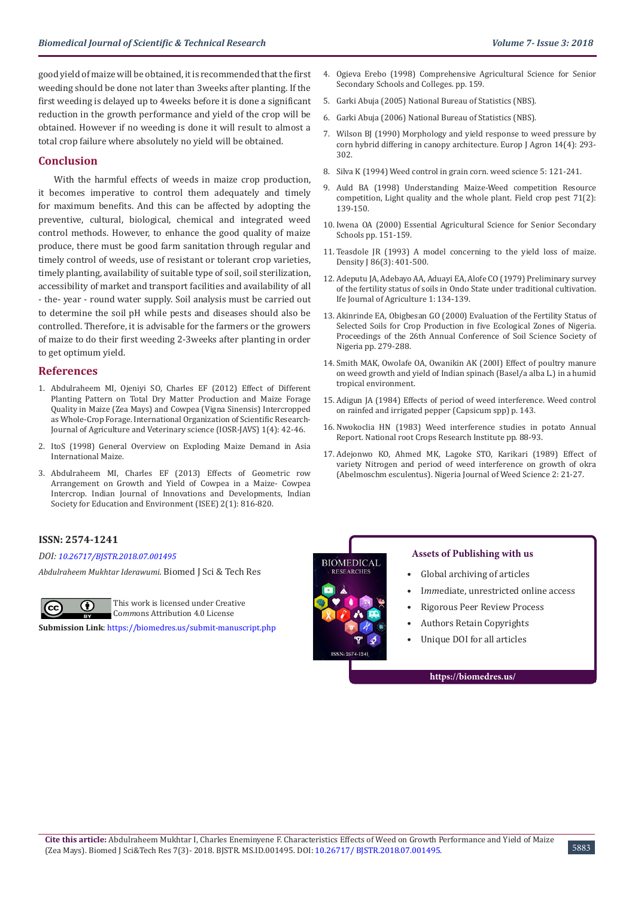good yield of maize will be obtained, it is recommended that the first weeding should be done not later than 3weeks after planting. If the first weeding is delayed up to 4weeks before it is done a significant reduction in the growth performance and yield of the crop will be obtained. However if no weeding is done it will result to almost a total crop failure where absolutely no yield will be obtained.

## Conclusion

With the harmful effects of weeds in maize crop production, it becomes imperative to control them adequately and timely for maximum benefits. And this can be affected by adopting the preventive, cultural, biological, chemical and integrated weed control methods. However, to enhance the good quality of maize produce, there must be good farm sanitation through regular and timely control of weeds, use of resistant or tolerant crop varieties, timely planting, availability of suitable type of soil, soil sterilization, accessibility of market and transport facilities and availability of all - the- year - round water supply. Soil analysis must be carried out to determine the soil pH while pests and diseases should also be controlled. Therefore, it is advisable for the farmers or the growers of maize to do their first weeding 2-3weeks after planting in order to get optimum yield.

## References

1. Abdulraheem MI, Ojeniyi SO, Charles EF (2012) Effect of Different Planting Pattern on Total Dry Matter Production and Maize Forage Quality in Maize (Zea Mays) and Cowpea (Vigna Sinensis) Intercropped as Whole-Crop Forage. International Organization of Scientific Research-Journal of Agriculture and Veterinary science (IOSR-JAVS) 1(4): 42-46.
2. ItoS (1998) General Overview on Exploding Maize Demand in Asia International Maize.
3. Abdulraheem MI, Charles EF (2013) Effects of Geometric row Arrangement on Growth and Yield of Cowpea in a Maize- Cowpea Intercrop. Indian Journal of Innovations and Developments, Indian Society for Education and Environment (ISEE) 2(1): 816-820.
4. Ogieva Erebo (1998) Comprehensive Agricultural Science for Senior Secondary Schools and Colleges. pp. 159.
5. Garki Abuja (2005) National Bureau of Statistics (NBS).
6. Garki Abuja (2006) National Bureau of Statistics (NBS).
7. Wilson BJ (1990) Morphology and yield response to weed pressure by corn hybrid differing in canopy architecture. Europ J Agron 14(4): 293-302.
8. Silva K (1994) Weed control in grain corn. weed science 5: 121-241.
9. Auld BA (1998) Understanding Maize-Weed competition Resource competition, Light quality and the whole plant. Field crop pest 71(2): 139-150.
10. Iwena OA (2000) Essential Agricultural Science for Senior Secondary Schools pp. 151-159.
11. Teasdole JR (1993) A model concerning to the yield loss of maize. Density J 86(3): 401-500.
12. Adeputu JA, Adebayo AA, Aduayi EA, Alofe CO (1979) Preliminary survey of the fertility status of soils in Ondo State under traditional cultivation. Ife Journal of Agriculture 1: 134-139.
13. Akinrinde EA, Obigbesan GO (2000) Evaluation of the Fertility Status of Selected Soils for Crop Production in five Ecological Zones of Nigeria. Proceedings of the 26th Annual Conference of Soil Science Society of Nigeria pp. 279-288.
14. Smith MAK, Owolafe OA, Owanikin AK (200I) Effect of poultry manure on weed growth and yield of Indian spinach (Basel/a alba L.) in a humid tropical environment.
15. Adigun JA (1984) Effects of period of weed interference. Weed control on rainfed and irrigated pepper (Capsicum spp) p. 143.
16. Nwokoclia HN (1983) Weed interference studies in potato Annual Report. National root Crops Research Institute pp. 88-93.
17. Adejonwo KO, Ahmed MK, Lagoke STO, Karikari (1989) Effect of variety Nitrogen and period of weed interference on growth of okra (Abelmoschm esculentus). Nigeria Journal of Weed Science 2: 21-27.

**ISSN: 2574-1241**

*DOI: 10.26717/BJSTR.2018.07.001495*

*Abdulraheem Mukhtar Iderawumi.* Biomed J Sci & Tech Res

This work is licensed under Creative Commons Attribution 4.0 License

**Submission Link**: https://biomedres.us/submit-manuscript.php

**Assets of Publishing with us**

- Global archiving of articles
- Immediate, unrestricted online access
- Rigorous Peer Review Process
- Authors Retain Copyrights
- Unique DOI for all articles

https://biomedres.us/

**Cite this article:** Abdulraheem Mukhtar I, Charles Eneminyene F. Characteristics Effects of Weed on Growth Performance and Yield of Maize (Zea Mays). Biomed J Sci&Tech Res 7(3)- 2018. BJSTR. MS.ID.001495. DOI: 10.26717/ BJSTR.2018.07.001495.